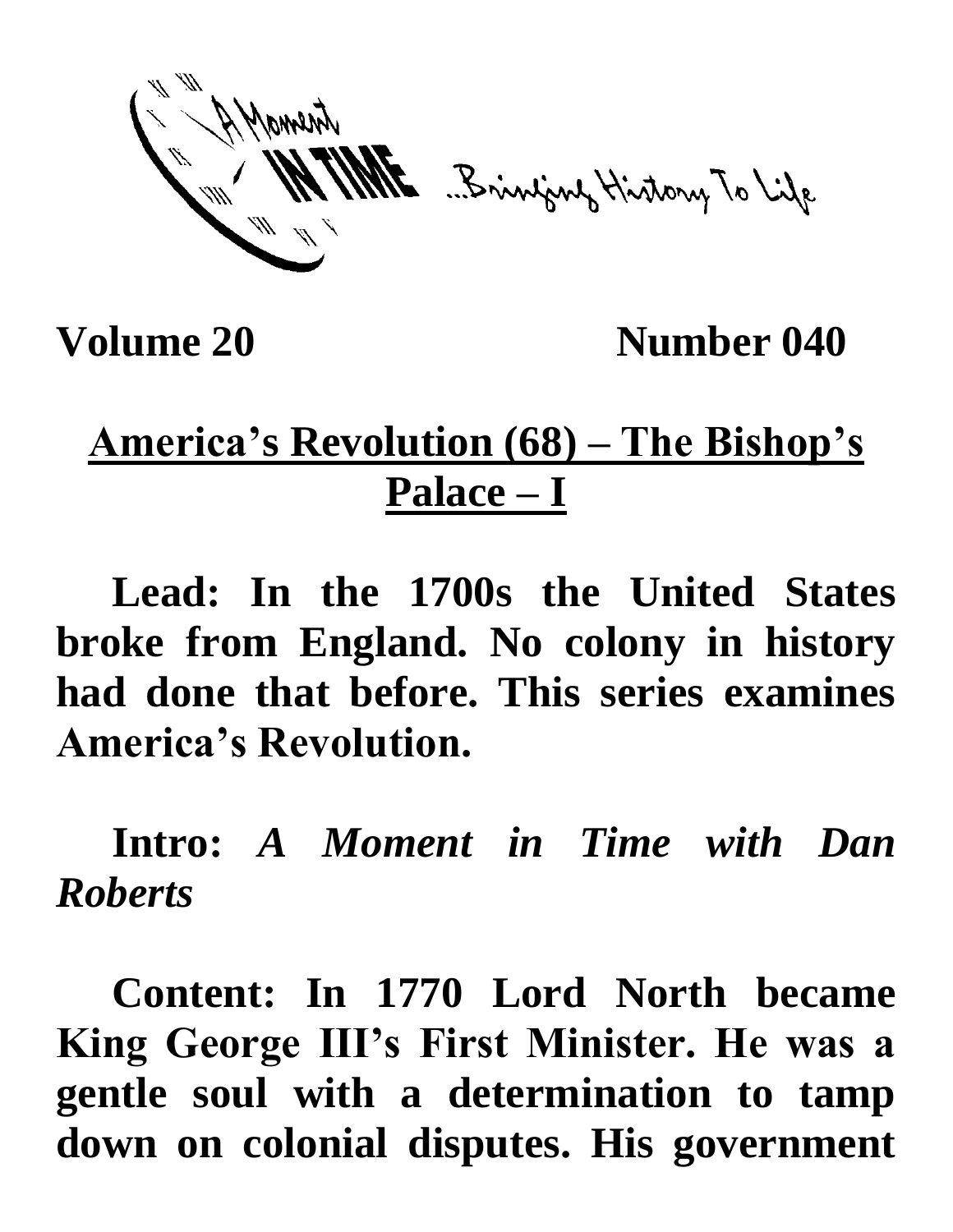A Moment IN TIME ...Bringing History To Life

**Volume 20 Number 040**

## America's Revolution (68) – The Bishop's Palace – I

**Lead: In the 1700s the United States broke from England. No colony in history had done that before. This series examines America's Revolution.**

**Intro:** ***A Moment in Time with Dan Roberts***

**Content: In 1770 Lord North became King George III's First Minister. He was a gentle soul with a determination to tamp down on colonial disputes. His government**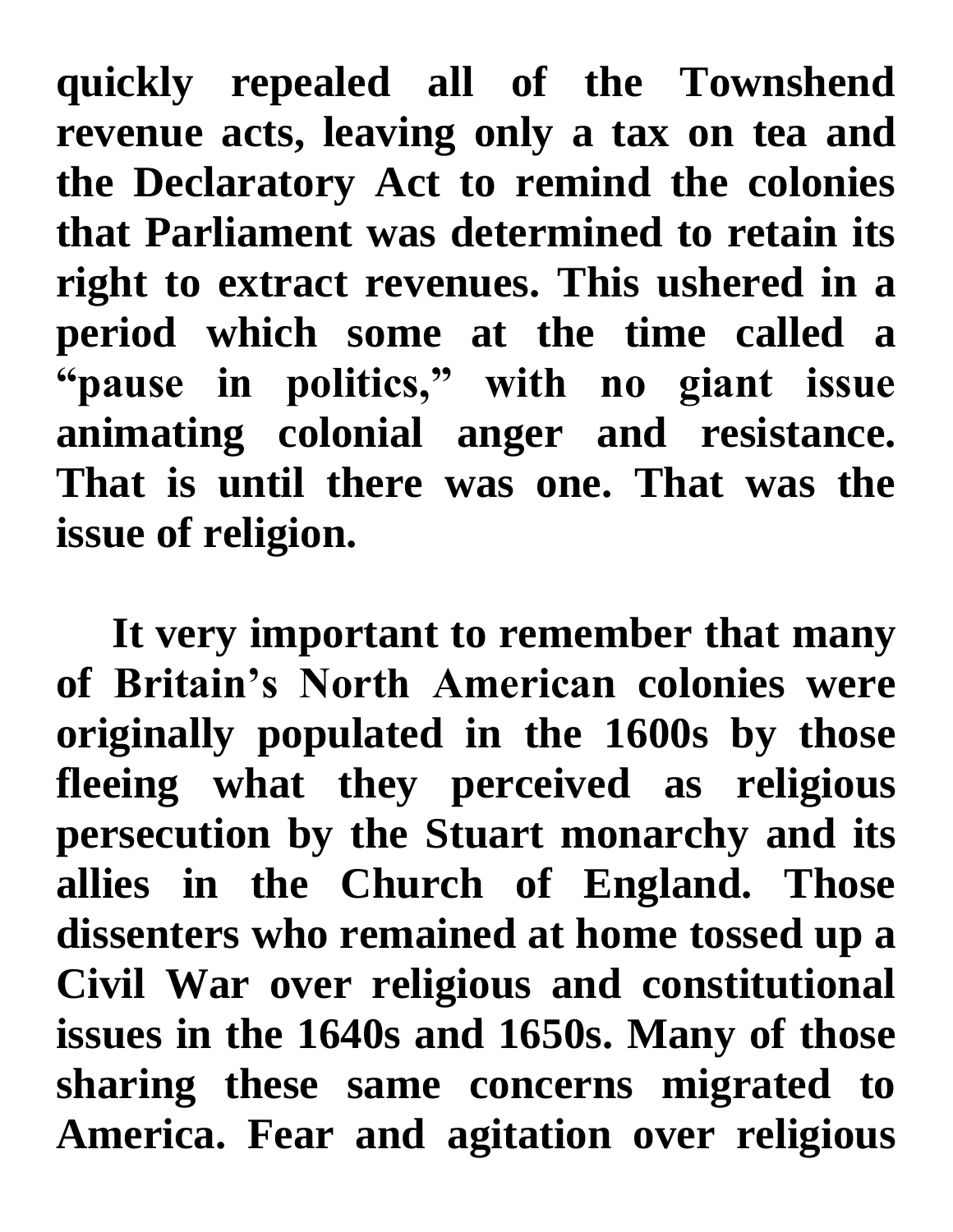**quickly repealed all of the Townshend revenue acts, leaving only a tax on tea and the Declaratory Act to remind the colonies that Parliament was determined to retain its right to extract revenues. This ushered in a period which some at the time called a "pause in politics," with no giant issue animating colonial anger and resistance. That is until there was one. That was the issue of religion.**

**It very important to remember that many of Britain's North American colonies were originally populated in the 1600s by those fleeing what they perceived as religious persecution by the Stuart monarchy and its allies in the Church of England. Those dissenters who remained at home tossed up a Civil War over religious and constitutional issues in the 1640s and 1650s. Many of those sharing these same concerns migrated to America. Fear and agitation over religious**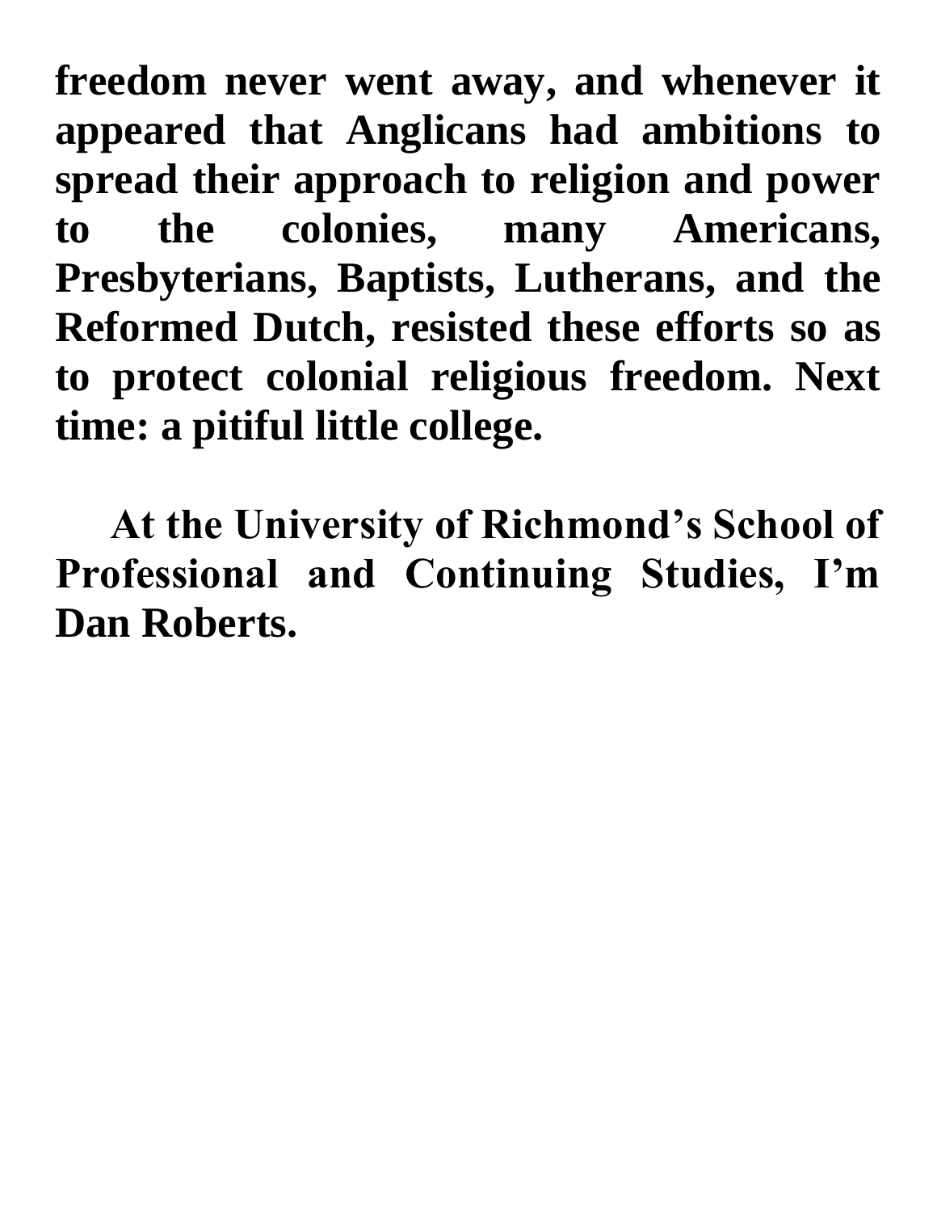**freedom never went away, and whenever it appeared that Anglicans had ambitions to spread their approach to religion and power to the colonies, many Americans, Presbyterians, Baptists, Lutherans, and the Reformed Dutch, resisted these efforts so as to protect colonial religious freedom. Next time: a pitiful little college.**

**At the University of Richmond's School of Professional and Continuing Studies, I'm Dan Roberts.**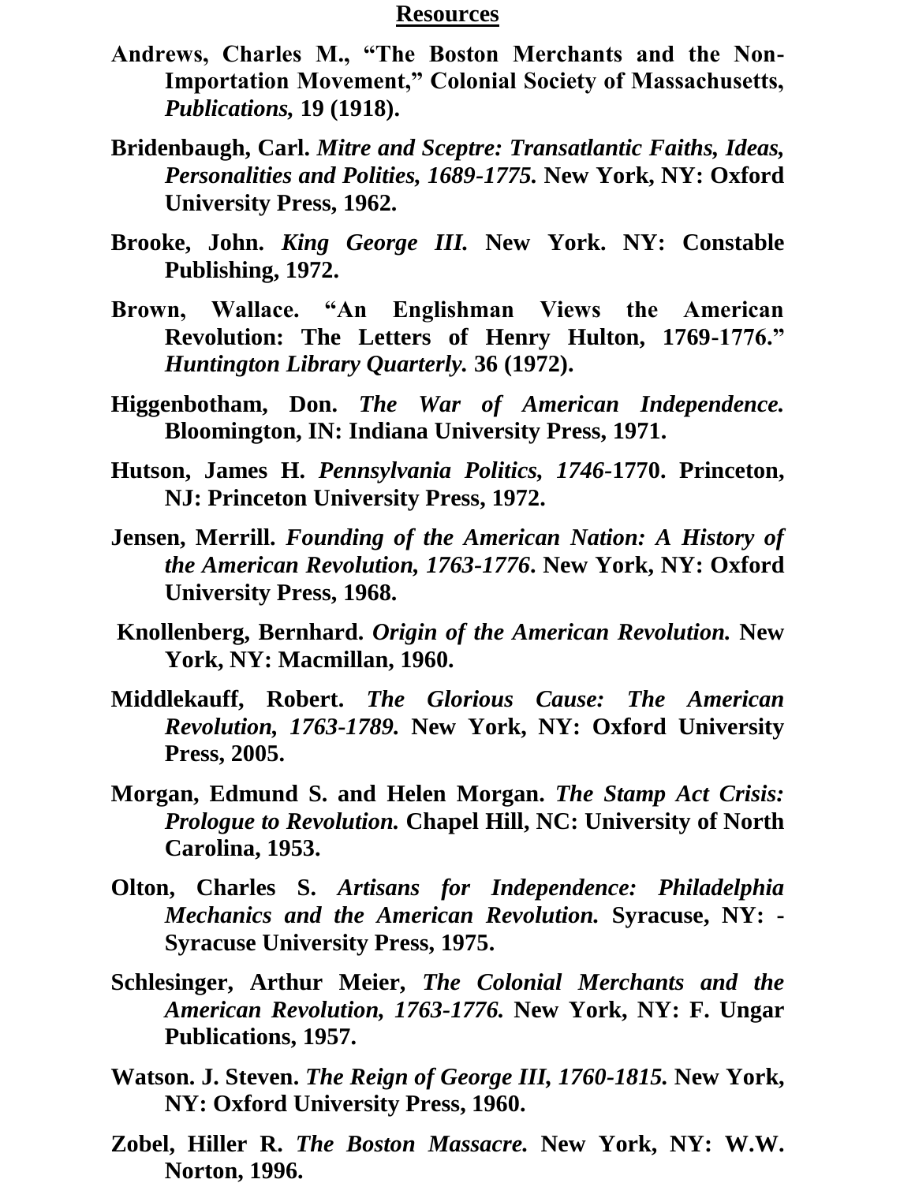## Resources

**Andrews, Charles M., "The Boston Merchants and the Non-Importation Movement," Colonial Society of Massachusetts, *Publications,* 19 (1918).**

**Bridenbaugh, Carl. *Mitre and Sceptre: Transatlantic Faiths, Ideas, Personalities and Polities, 1689-1775.* New York, NY: Oxford University Press, 1962.**

**Brooke, John. *King George III.* New York. NY: Constable Publishing, 1972.**

**Brown, Wallace. "An Englishman Views the American Revolution: The Letters of Henry Hulton, 1769-1776." *Huntington Library Quarterly.* 36 (1972).**

**Higgenbotham, Don. *The War of American Independence.* Bloomington, IN: Indiana University Press, 1971.**

**Hutson, James H. *Pennsylvania Politics, 1746*-1770. Princeton, NJ: Princeton University Press, 1972.**

**Jensen, Merrill. *Founding of the American Nation: A History of the American Revolution, 1763-1776*. New York, NY: Oxford University Press, 1968.**

**Knollenberg, Bernhard. *Origin of the American Revolution.* New York, NY: Macmillan, 1960.**

**Middlekauff, Robert. *The Glorious Cause: The American Revolution, 1763-1789.* New York, NY: Oxford University Press, 2005.**

**Morgan, Edmund S. and Helen Morgan. *The Stamp Act Crisis: Prologue to Revolution.* Chapel Hill, NC: University of North Carolina, 1953.**

**Olton, Charles S. *Artisans for Independence: Philadelphia Mechanics and the American Revolution.* Syracuse, NY: -Syracuse University Press, 1975.**

**Schlesinger, Arthur Meier, *The Colonial Merchants and the American Revolution, 1763-1776.* New York, NY: F. Ungar Publications, 1957.**

**Watson. J. Steven. *The Reign of George III, 1760-1815.* New York, NY: Oxford University Press, 1960.**

**Zobel, Hiller R. *The Boston Massacre.* New York, NY: W.W. Norton, 1996.**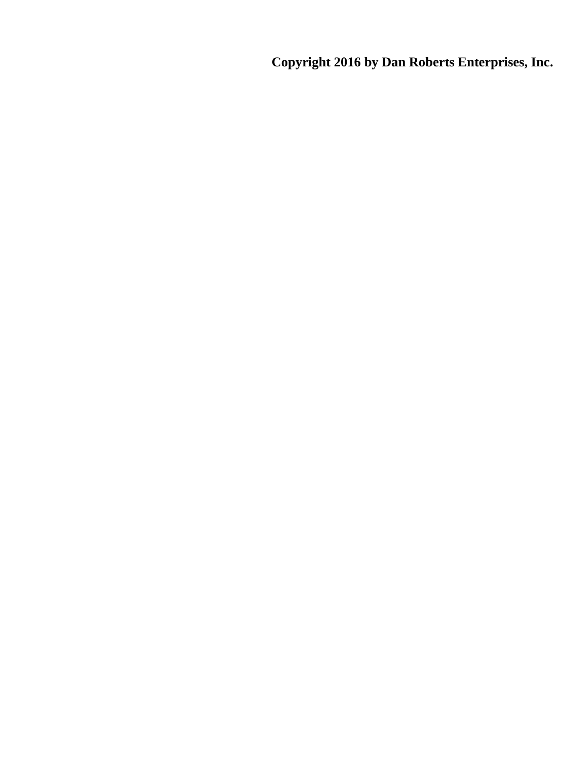**Copyright 2016 by Dan Roberts Enterprises, Inc.**